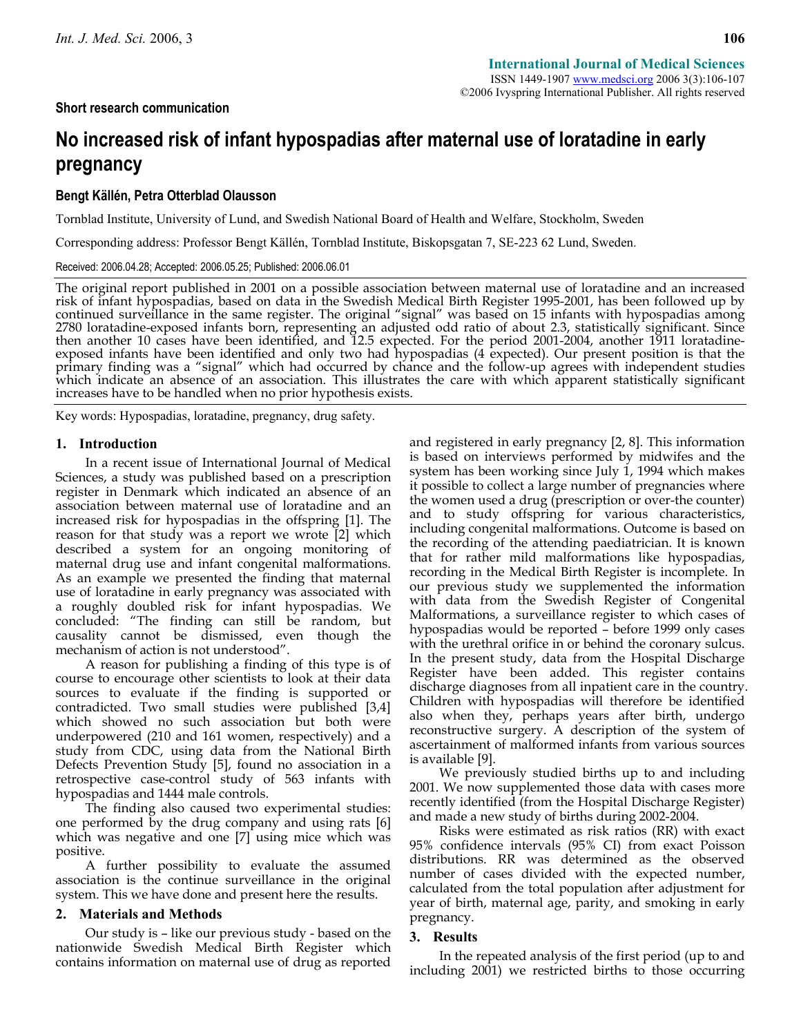**Short research communication**

# No increased risk of infant hypospadias after maternal use of loratadine in early pregnancy

**Bengt Källén, Petra Otterblad Olausson**

Tornblad Institute, University of Lund, and Swedish National Board of Health and Welfare, Stockholm, Sweden

Corresponding address: Professor Bengt Källén, Tornblad Institute, Biskopsgatan 7, SE-223 62 Lund, Sweden.

Received: 2006.04.28; Accepted: 2006.05.25; Published: 2006.06.01

The original report published in 2001 on a possible association between maternal use of loratadine and an increased risk of infant hypospadias, based on data in the Swedish Medical Birth Register 1995-2001, has been followed up by continued surveillance in the same register. The original "signal" was based on 15 infants with hypospadias among 2780 loratadine-exposed infants born, representing an adjusted odd ratio of about 2.3, statistically significant. Since then another 10 cases have been identified, and 12.5 expected. For the period 2001-2004, another 1911 loratadine-exposed infants have been identified and only two had hypospadias (4 expected). Our present position is that the primary finding was a "signal" which had occurred by chance and the follow-up agrees with independent studies which indicate an absence of an association. This illustrates the care with which apparent statistically significant increases have to be handled when no prior hypothesis exists.

Key words: Hypospadias, loratadine, pregnancy, drug safety.

## 1. Introduction

In a recent issue of International Journal of Medical Sciences, a study was published based on a prescription register in Denmark which indicated an absence of an association between maternal use of loratadine and an increased risk for hypospadias in the offspring [1]. The reason for that study was a report we wrote [2] which described a system for an ongoing monitoring of maternal drug use and infant congenital malformations. As an example we presented the finding that maternal use of loratadine in early pregnancy was associated with a roughly doubled risk for infant hypospadias. We concluded: "The finding can still be random, but causality cannot be dismissed, even though the mechanism of action is not understood".

A reason for publishing a finding of this type is of course to encourage other scientists to look at their data sources to evaluate if the finding is supported or contradicted. Two small studies were published [3,4] which showed no such association but both were underpowered (210 and 161 women, respectively) and a study from CDC, using data from the National Birth Defects Prevention Study [5], found no association in a retrospective case-control study of 563 infants with hypospadias and 1444 male controls.

The finding also caused two experimental studies: one performed by the drug company and using rats [6] which was negative and one [7] using mice which was positive.

A further possibility to evaluate the assumed association is the continue surveillance in the original system. This we have done and present here the results.

## 2. Materials and Methods

Our study is – like our previous study - based on the nationwide Swedish Medical Birth Register which contains information on maternal use of drug as reported and registered in early pregnancy [2, 8]. This information is based on interviews performed by midwifes and the system has been working since July 1, 1994 which makes it possible to collect a large number of pregnancies where the women used a drug (prescription or over-the counter) and to study offspring for various characteristics, including congenital malformations. Outcome is based on the recording of the attending paediatrician. It is known that for rather mild malformations like hypospadias, recording in the Medical Birth Register is incomplete. In our previous study we supplemented the information with data from the Swedish Register of Congenital Malformations, a surveillance register to which cases of hypospadias would be reported – before 1999 only cases with the urethral orifice in or behind the coronary sulcus. In the present study, data from the Hospital Discharge Register have been added. This register contains discharge diagnoses from all inpatient care in the country. Children with hypospadias will therefore be identified also when they, perhaps years after birth, undergo reconstructive surgery. A description of the system of ascertainment of malformed infants from various sources is available [9].

We previously studied births up to and including 2001. We now supplemented those data with cases more recently identified (from the Hospital Discharge Register) and made a new study of births during 2002-2004.

Risks were estimated as risk ratios (RR) with exact 95% confidence intervals (95% CI) from exact Poisson distributions. RR was determined as the observed number of cases divided with the expected number, calculated from the total population after adjustment for year of birth, maternal age, parity, and smoking in early pregnancy.

## 3. Results

In the repeated analysis of the first period (up to and including 2001) we restricted births to those occurring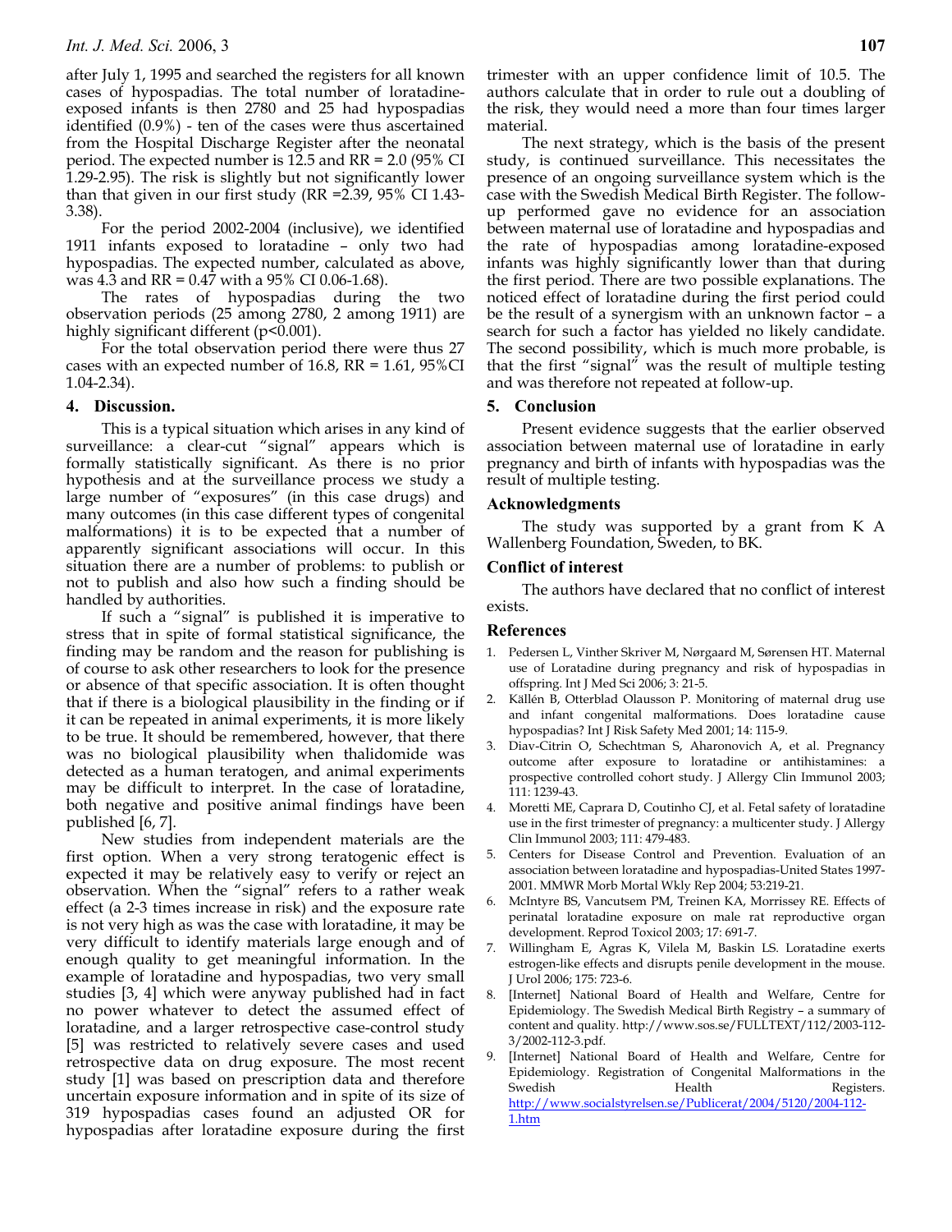after July 1, 1995 and searched the registers for all known cases of hypospadias. The total number of loratadine-exposed infants is then 2780 and 25 had hypospadias identified (0.9%) - ten of the cases were thus ascertained from the Hospital Discharge Register after the neonatal period. The expected number is 12.5 and RR = 2.0 (95% CI 1.29-2.95). The risk is slightly but not significantly lower than that given in our first study (RR =2.39, 95% CI 1.43-3.38).

For the period 2002-2004 (inclusive), we identified 1911 infants exposed to loratadine – only two had hypospadias. The expected number, calculated as above, was 4.3 and RR = 0.47 with a 95% CI 0.06-1.68).

The rates of hypospadias during the two observation periods (25 among 2780, 2 among 1911) are highly significant different ($p<0.001$).

For the total observation period there were thus 27 cases with an expected number of 16.8, RR = 1.61, 95%CI 1.04-2.34).

## 4. Discussion.

This is a typical situation which arises in any kind of surveillance: a clear-cut "signal" appears which is formally statistically significant. As there is no prior hypothesis and at the surveillance process we study a large number of "exposures" (in this case drugs) and many outcomes (in this case different types of congenital malformations) it is to be expected that a number of apparently significant associations will occur. In this situation there are a number of problems: to publish or not to publish and also how such a finding should be handled by authorities.

If such a "signal" is published it is imperative to stress that in spite of formal statistical significance, the finding may be random and the reason for publishing is of course to ask other researchers to look for the presence or absence of that specific association. It is often thought that if there is a biological plausibility in the finding or if it can be repeated in animal experiments, it is more likely to be true. It should be remembered, however, that there was no biological plausibility when thalidomide was detected as a human teratogen, and animal experiments may be difficult to interpret. In the case of loratadine, both negative and positive animal findings have been published [6, 7].

New studies from independent materials are the first option. When a very strong teratogenic effect is expected it may be relatively easy to verify or reject an observation. When the "signal" refers to a rather weak effect (a 2-3 times increase in risk) and the exposure rate is not very high as was the case with loratadine, it may be very difficult to identify materials large enough and of enough quality to get meaningful information. In the example of loratadine and hypospadias, two very small studies [3, 4] which were anyway published had in fact no power whatever to detect the assumed effect of loratadine, and a larger retrospective case-control study [5] was restricted to relatively severe cases and used retrospective data on drug exposure. The most recent study [1] was based on prescription data and therefore uncertain exposure information and in spite of its size of 319 hypospadias cases found an adjusted OR for hypospadias after loratadine exposure during the first trimester with an upper confidence limit of 10.5. The authors calculate that in order to rule out a doubling of the risk, they would need a more than four times larger material.

The next strategy, which is the basis of the present study, is continued surveillance. This necessitates the presence of an ongoing surveillance system which is the case with the Swedish Medical Birth Register. The follow-up performed gave no evidence for an association between maternal use of loratadine and hypospadias and the rate of hypospadias among loratadine-exposed infants was highly significantly lower than that during the first period. There are two possible explanations. The noticed effect of loratadine during the first period could be the result of a synergism with an unknown factor – a search for such a factor has yielded no likely candidate. The second possibility, which is much more probable, is that the first "signal" was the result of multiple testing and was therefore not repeated at follow-up.

## 5. Conclusion

Present evidence suggests that the earlier observed association between maternal use of loratadine in early pregnancy and birth of infants with hypospadias was the result of multiple testing.

## Acknowledgments

The study was supported by a grant from K A Wallenberg Foundation, Sweden, to BK.

## Conflict of interest

The authors have declared that no conflict of interest exists.

## References

1. Pedersen L, Vinther Skriver M, Nørgaard M, Sørensen HT. Maternal use of Loratadine during pregnancy and risk of hypospadias in offspring. Int J Med Sci 2006; 3: 21-5.
2. Källén B, Otterblad Olausson P. Monitoring of maternal drug use and infant congenital malformations. Does loratadine cause hypospadias? Int J Risk Safety Med 2001; 14: 115-9.
3. Diav-Citrin O, Schechtman S, Aharonovich A, et al. Pregnancy outcome after exposure to loratadine or antihistamines: a prospective controlled cohort study. J Allergy Clin Immunol 2003; 111: 1239-43.
4. Moretti ME, Caprara D, Coutinho CJ, et al. Fetal safety of loratadine use in the first trimester of pregnancy: a multicenter study. J Allergy Clin Immunol 2003; 111: 479-483.
5. Centers for Disease Control and Prevention. Evaluation of an association between loratadine and hypospadias-United States 1997-2001. MMWR Morb Mortal Wkly Rep 2004; 53:219-21.
6. McIntyre BS, Vancutsem PM, Treinen KA, Morrissey RE. Effects of perinatal loratadine exposure on male rat reproductive organ development. Reprod Toxicol 2003; 17: 691-7.
7. Willingham E, Agras K, Vilela M, Baskin LS. Loratadine exerts estrogen-like effects and disrupts penile development in the mouse. J Urol 2006; 175: 723-6.
8. [Internet] National Board of Health and Welfare, Centre for Epidemiology. The Swedish Medical Birth Registry – a summary of content and quality. http://www.sos.se/FULLTEXT/112/2003-112-3/2002-112-3.pdf.
9. [Internet] National Board of Health and Welfare, Centre for Epidemiology. Registration of Congenital Malformations in the Swedish Health Registers. http://www.socialstyrelsen.se/Publicerat/2004/5120/2004-112-1.htm